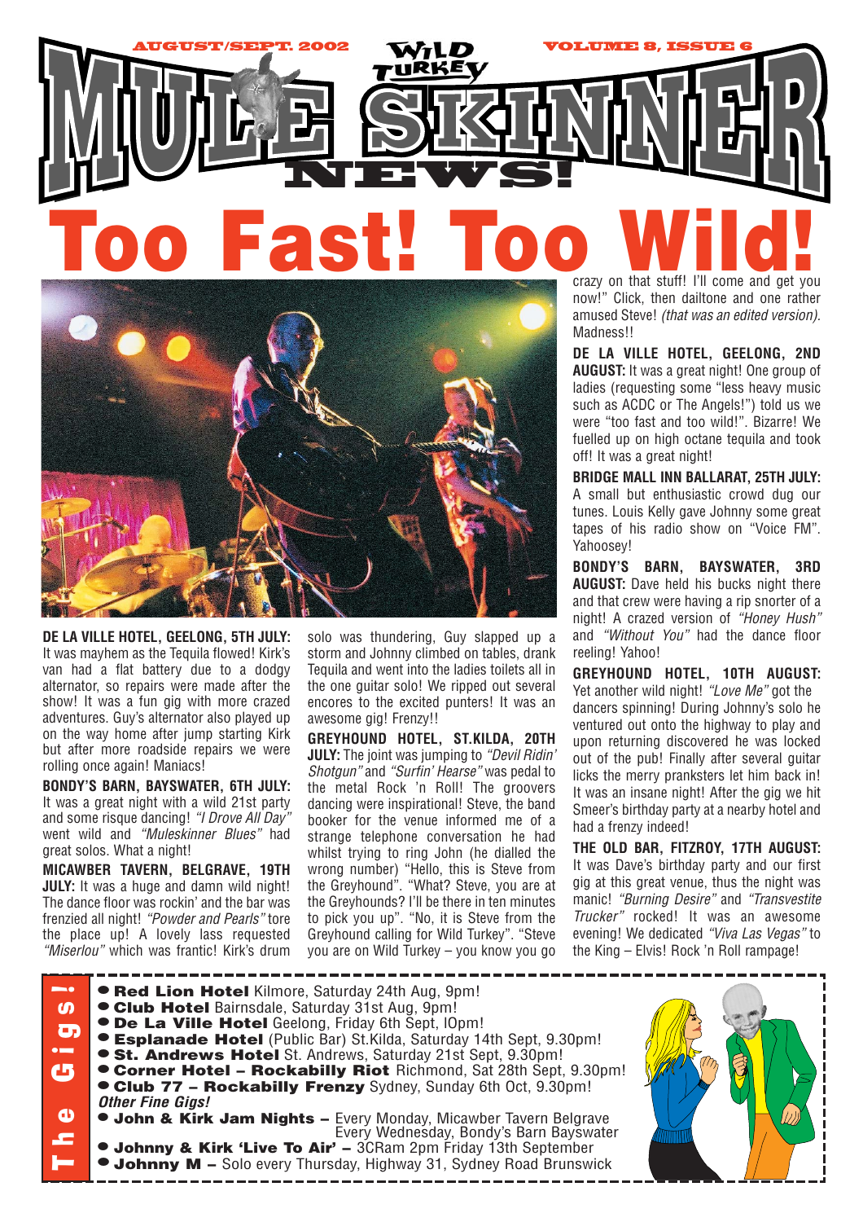AUGUST/SEPT. 2002 — WILD TURKEY — VOLUME 8, ISSUE 6

# MULESKINNER NEWS!

# Too Fast! Too Wild!

**DE LA VILLE HOTEL, GEELONG, 5TH JULY:** It was mayhem as the Tequila flowed! Kirk's van had a flat battery due to a dodgy alternator, so repairs were made after the show! It was a fun gig with more crazed adventures. Guy's alternator also played up on the way home after jump starting Kirk but after more roadside repairs we were rolling once again! Maniacs!

**BONDY'S BARN, BAYSWATER, 6TH JULY:** It was a great night with a wild 21st party and some risque dancing! *"I Drove All Day"* went wild and *"Muleskinner Blues"* had great solos. What a night!

**MICAWBER TAVERN, BELGRAVE, 19TH JULY:** It was a huge and damn wild night! The dance floor was rockin' and the bar was frenzied all night! *"Powder and Pearls"* tore the place up! A lovely lass requested *"Miserlou"* which was frantic! Kirk's drum solo was thundering, Guy slapped up a storm and Johnny climbed on tables, drank Tequila and went into the ladies toilets all in the one guitar solo! We ripped out several encores to the excited punters! It was an awesome gig! Frenzy!!

**GREYHOUND HOTEL, ST.KILDA, 20TH JULY:** The joint was jumping to *"Devil Ridin' Shotgun"* and *"Surfin' Hearse"* was pedal to the metal Rock 'n Roll! The groovers dancing were inspirational! Steve, the band booker for the venue informed me of a strange telephone conversation he had whilst trying to ring John (he dialled the wrong number) "Hello, this is Steve from the Greyhound". "What? Steve, you are at the Greyhounds? I'll be there in ten minutes to pick you up". "No, it is Steve from the Greyhound calling for Wild Turkey". "Steve you are on Wild Turkey – you know you go crazy on that stuff! I'll come and get you now!" Click, then dailtone and one rather amused Steve! *(that was an edited version).* Madness!!

**DE LA VILLE HOTEL, GEELONG, 2ND AUGUST:** It was a great night! One group of ladies (requesting some "less heavy music such as ACDC or The Angels!") told us we were "too fast and too wild!". Bizarre! We fuelled up on high octane tequila and took off! It was a great night!

**BRIDGE MALL INN BALLARAT, 25TH JULY:** A small but enthusiastic crowd dug our tunes. Louis Kelly gave Johnny some great tapes of his radio show on "Voice FM". Yahoosey!

**BONDY'S BARN, BAYSWATER, 3RD AUGUST:** Dave held his bucks night there and that crew were having a rip snorter of a night! A crazed version of *"Honey Hush"* and *"Without You"* had the dance floor reeling! Yahoo!

**GREYHOUND HOTEL, 10TH AUGUST:** Yet another wild night! *"Love Me"* got the dancers spinning! During Johnny's solo he ventured out onto the highway to play and upon returning discovered he was locked out of the pub! Finally after several guitar licks the merry pranksters let him back in! It was an insane night! After the gig we hit Smeer's birthday party at a nearby hotel and had a frenzy indeed!

**THE OLD BAR, FITZROY, 17TH AUGUST:** It was Dave's birthday party and our first gig at this great venue, thus the night was manic! *"Burning Desire"* and *"Transvestite Trucker"* rocked! It was an awesome evening! We dedicated *"Viva Las Vegas"* to the King – Elvis! Rock 'n Roll rampage!

## The Gigs!

- **Red Lion Hotel** Kilmore, Saturday 24th Aug, 9pm!
- **Club Hotel** Bairnsdale, Saturday 31st Aug, 9pm!
- **De La Ville Hotel** Geelong, Friday 6th Sept, 10pm!
- **Esplanade Hotel** (Public Bar) St.Kilda, Saturday 14th Sept, 9.30pm!
- **St. Andrews Hotel** St. Andrews, Saturday 21st Sept, 9.30pm!
- **Corner Hotel – Rockabilly Riot** Richmond, Sat 28th Sept, 9.30pm!
- **Club 77 – Rockabilly Frenzy** Sydney, Sunday 6th Oct, 9.30pm!

*Other Fine Gigs!*

- **John & Kirk Jam Nights –** Every Monday, Micawber Tavern Belgrave; Every Wednesday, Bondy's Barn Bayswater
- **Johnny & Kirk 'Live To Air' –** 3CRam 2pm Friday 13th September
- **Johnny M –** Solo every Thursday, Highway 31, Sydney Road Brunswick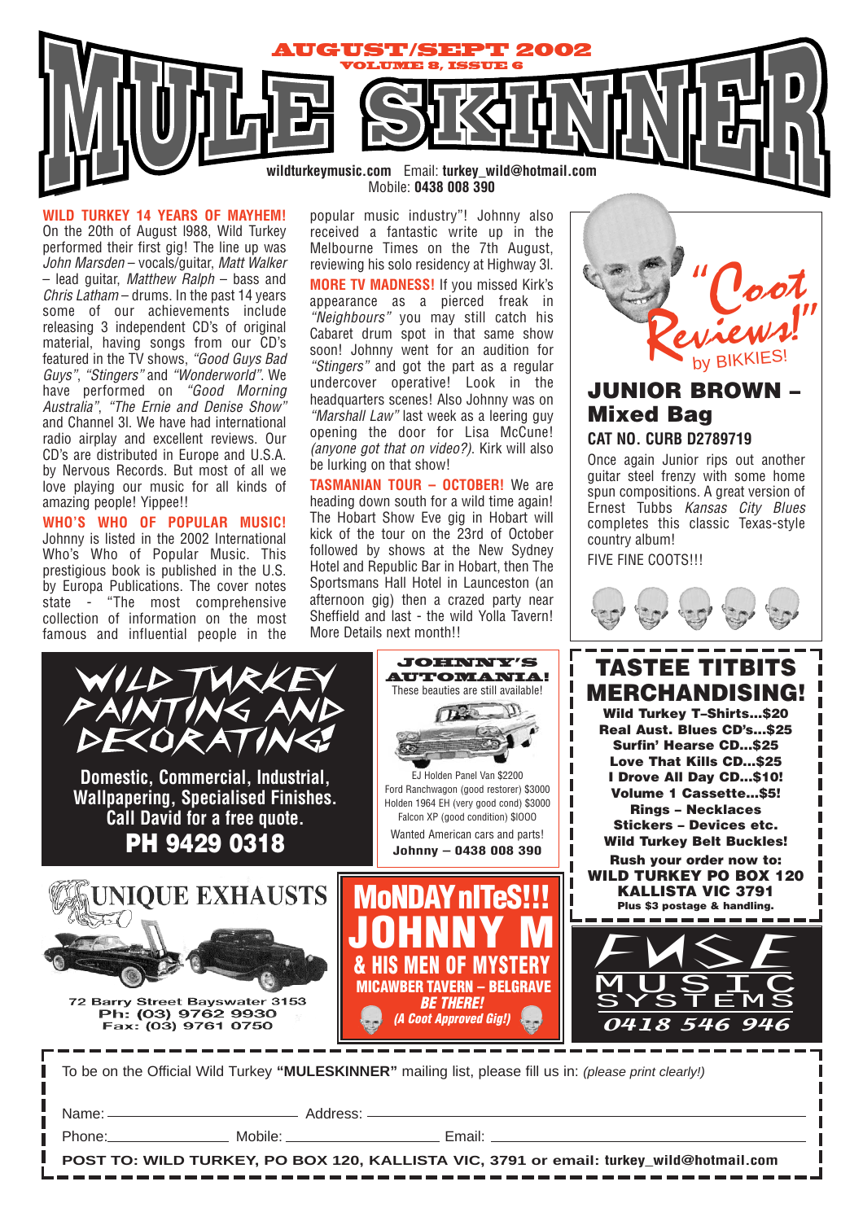# MULE SKINNER

**AUGUST/SEPT 2002**
**VOLUME 8, ISSUE 6**

**wildturkeymusic.com** Email: **turkey_wild@hotmail.com**
Mobile: **0438 008 390**

**WILD TURKEY 14 YEARS OF MAYHEM!** On the 20th of August l988, Wild Turkey performed their first gig! The line up was *John Marsden* – vocals/guitar, *Matt Walker* – lead guitar, *Matthew Ralph* – bass and *Chris Latham* – drums. In the past 14 years some of our achievements include releasing 3 independent CD's of original material, having songs from our CD's featured in the TV shows, *"Good Guys Bad Guys"*, *"Stingers"* and *"Wonderworld"*. We have performed on *"Good Morning Australia"*, *"The Ernie and Denise Show"* and Channel 3l. We have had international radio airplay and excellent reviews. Our CD's are distributed in Europe and U.S.A. by Nervous Records. But most of all we love playing our music for all kinds of amazing people! Yippee!!

**WHO'S WHO OF POPULAR MUSIC!** Johnny is listed in the 2002 International Who's Who of Popular Music. This prestigious book is published in the U.S. by Europa Publications. The cover notes state - "The most comprehensive collection of information on the most famous and influential people in the popular music industry"! Johnny also received a fantastic write up in the Melbourne Times on the 7th August, reviewing his solo residency at Highway 3l.

**MORE TV MADNESS!** If you missed Kirk's appearance as a pierced freak in *"Neighbours"* you may still catch his Cabaret drum spot in that same show soon! Johnny went for an audition for *"Stingers"* and got the part as a regular undercover operative! Look in the headquarters scenes! Also Johnny was on *"Marshall Law"* last week as a leering guy opening the door for Lisa McCune! *(anyone got that on video?)*. Kirk will also be lurking on that show!

**TASMANIAN TOUR – OCTOBER!** We are heading down south for a wild time again! The Hobart Show Eve gig in Hobart will kick of the tour on the 23rd of October followed by shows at the New Sydney Hotel and Republic Bar in Hobart, then The Sportsmans Hall Hotel in Launceston (an afternoon gig) then a crazed party near Sheffield and last - the wild Yolla Tavern! More Details next month!!

## "Coot Reviews!" by BIKKIES!

### JUNIOR BROWN – Mixed Bag

**CAT NO. CURB D2789719**

Once again Junior rips out another guitar steel frenzy with some home spun compositions. A great version of Ernest Tubbs *Kansas City Blues* completes this classic Texas-style country album!

FIVE FINE COOTS!!!

## WILD TURKEY PAINTING AND DECORATING

**Domestic, Commercial, Industrial, Wallpapering, Specialised Finishes. Call David for a free quote.**

**PH 9429 0318**

## JOHNNY'S AUTOMANIA!

These beauties are still available!

EJ Holden Panel Van $2200
Ford Ranchwagon (good restorer) $3000
Holden 1964 EH (very good cond) $3000
Falcon XP (good condition) $lOOO

Wanted American cars and parts!
**Johnny – 0438 008 390**

## TASTEE TITBITS MERCHANDISING!

**Wild Turkey T–Shirts...$20**
**Real Aust. Blues CD's...$25**
**Surfin' Hearse CD...$25**
**Love That Kills CD...$25**
**I Drove All Day CD...$10!**
**Volume 1 Cassette...$5!**
**Rings – Necklaces**
**Stickers – Devices etc.**
**Wild Turkey Belt Buckles!**

**Rush your order now to:**
**WILD TURKEY PO BOX 120**
**KALLISTA VIC 3791**
**Plus $3 postage & handling.**

## UNIQUE EXHAUSTS

72 Barry Street Bayswater 3153
Ph: (03) 9762 9930
Fax: (03) 9761 0750

## MoNDAY nITeS!!!

## JOHNNY M

**& HIS MEN OF MYSTERY**
**MICAWBER TAVERN – BELGRAVE**
***BE THERE!***
***(A Coot Approved Gig!)***

## FUSE MUSIC SYSTEMS

**0418 546 946**

To be on the Official Wild Turkey **"MULESKINNER"** mailing list, please fill us in: *(please print clearly!)*

Name: ________________ Address: ________________

Phone: ________________ Mobile: ________________ Email: ________________

**POST TO: WILD TURKEY, PO BOX 120, KALLISTA VIC, 3791 or email: turkey_wild@hotmail.com**